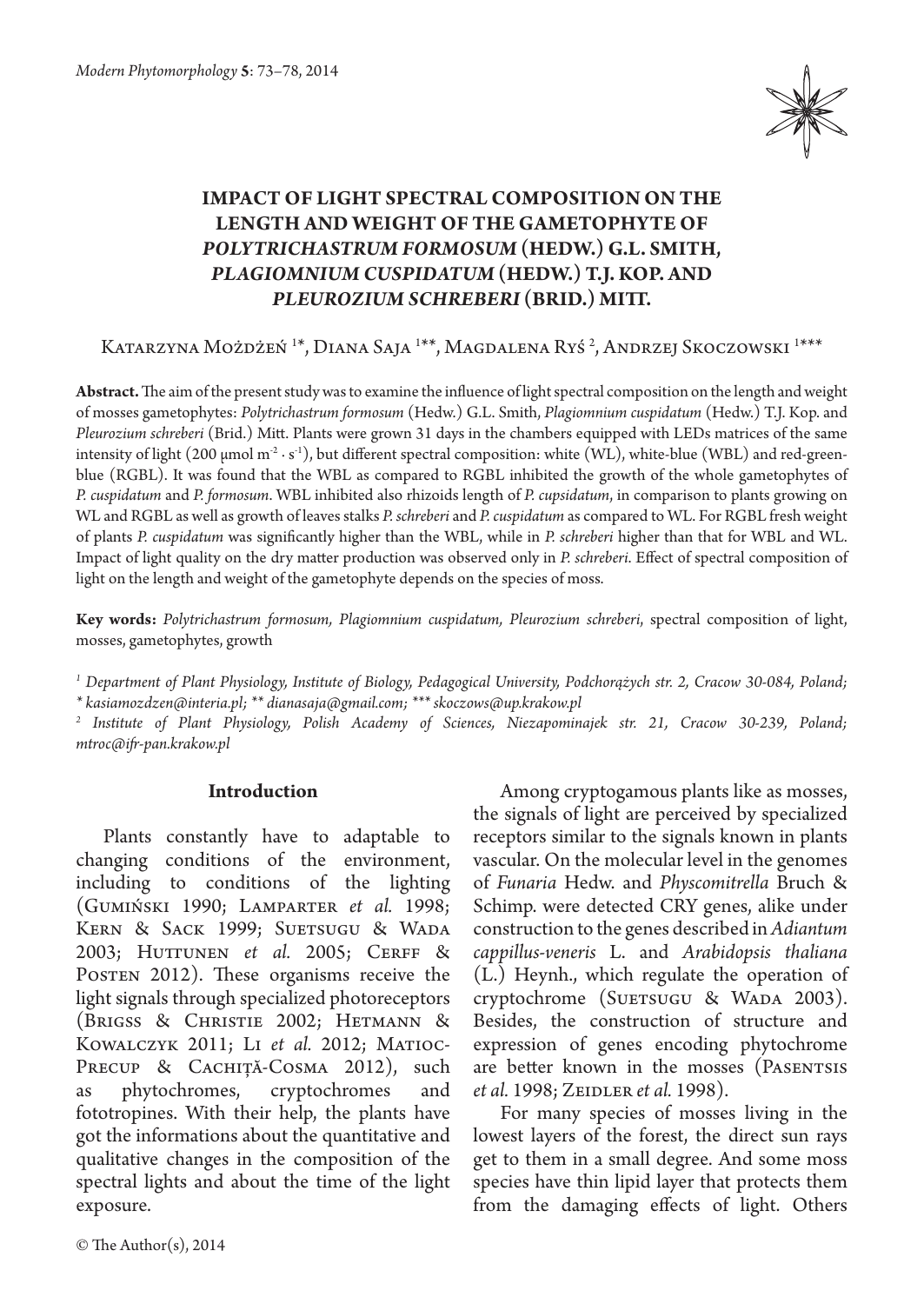# IMPACT OF LIGHT SPECTRAL COMPOSITION ON THE LENGTH AND WEIGHT OF THE GAMETOPHYTE OF *POLYTRICHASTRUM FORMOSUM* (HEDW.) G.L. SMITH, *PLAGIOMNIUM CUSPIDATUM* (HEDW.) T.J. KOP. AND *PLEUROZIUM SCHREBERI* (BRID.) MITT.

Katarzyna Możdżeń [1]*, Diana Saja [1]**, Magdalena Ryś [2], Andrzej Skoczowski [1]***

**Abstract.** The aim of the present study was to examine the influence of light spectral composition on the length and weight of mosses gametophytes: *Polytrichastrum formosum* (Hedw.) G.L. Smith, *Plagiomnium cuspidatum* (Hedw.) T.J. Kop. and *Pleurozium schreberi* (Brid.) Mitt. Plants were grown 31 days in the chambers equipped with LEDs matrices of the same intensity of light (200 μmol $m^{-2} \cdot s^{-1}$), but different spectral composition: white (WL), white-blue (WBL) and red-green-blue (RGBL). It was found that the WBL as compared to RGBL inhibited the growth of the whole gametophytes of *P. cuspidatum* and *P. formosum*. WBL inhibited also rhizoids length of *P. cupsidatum*, in comparison to plants growing on WL and RGBL as well as growth of leaves stalks *P. schreberi* and *P. cuspidatum* as compared to WL. For RGBL fresh weight of plants *P. cuspidatum* was significantly higher than the WBL, while in *P. schreberi* higher than that for WBL and WL. Impact of light quality on the dry matter production was observed only in *P. schreberi*. Effect of spectral composition of light on the length and weight of the gametophyte depends on the species of moss.

**Key words:** *Polytrichastrum formosum, Plagiomnium cuspidatum, Pleurozium schreberi*, spectral composition of light, mosses, gametophytes, growth

[1] *Department of Plant Physiology, Institute of Biology, Pedagogical University, Podchorążych str. 2, Cracow 30-084, Poland; \* kasiamozdzen@interia.pl; \*\* dianasaja@gmail.com; \*\*\* skoczows@up.krakow.pl*

[2] *Institute of Plant Physiology, Polish Academy of Sciences, Niezapominajek str. 21, Cracow 30-239, Poland; mtroc@ifr-pan.krakow.pl*

## Introduction

Plants constantly have to adaptable to changing conditions of the environment, including to conditions of the lighting (Gumiński 1990; Lamparter *et al.* 1998; Kern & Sack 1999; Suetsugu & Wada 2003; Huttunen *et al.* 2005; Cerff & Posten 2012). These organisms receive the light signals through specialized photoreceptors (Brigss & Christie 2002; Hetmann & Kowalczyk 2011; Li *et al.* 2012; Matioc-Precup & Cachiță-Cosma 2012), such as phytochromes, cryptochromes and fototropines. With their help, the plants have got the informations about the quantitative and qualitative changes in the composition of the spectral lights and about the time of the light exposure.

Among cryptogamous plants like as mosses, the signals of light are perceived by specialized receptors similar to the signals known in plants vascular. On the molecular level in the genomes of *Funaria* Hedw. and *Physcomitrella* Bruch & Schimp. were detected CRY genes, alike under construction to the genes described in *Adiantum cappillus-veneris* L. and *Arabidopsis thaliana* (L.) Heynh., which regulate the operation of cryptochrome (Suetsugu & Wada 2003). Besides, the construction of structure and expression of genes encoding phytochrome are better known in the mosses (Pasentsis *et al.* 1998; Zeidler *et al.* 1998).

For many species of mosses living in the lowest layers of the forest, the direct sun rays get to them in a small degree. And some moss species have thin lipid layer that protects them from the damaging effects of light. Others

© The Author(s), 2014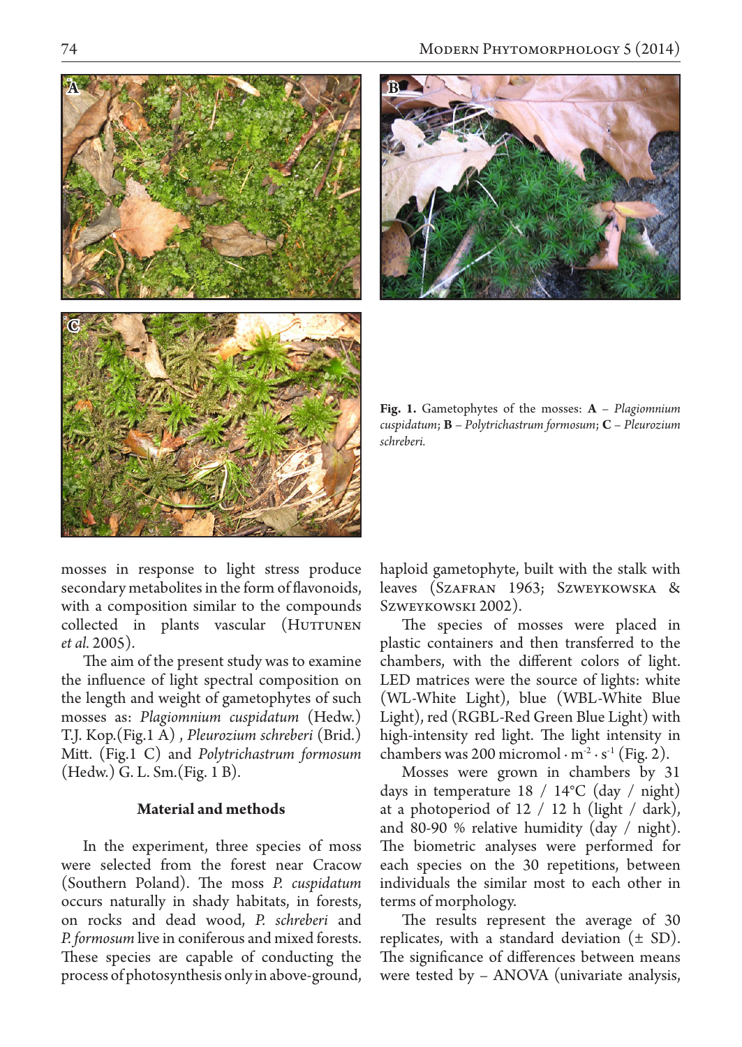**Fig. 1.** Gametophytes of the mosses: **A** – *Plagiomnium cuspidatum*; **B** – *Polytrichastrum formosum*; **C** – *Pleurozium schreberi.*

mosses in response to light stress produce secondary metabolites in the form of flavonoids, with a composition similar to the compounds collected in plants vascular (Huttunen *et al.* 2005).

The aim of the present study was to examine the influence of light spectral composition on the length and weight of gametophytes of such mosses as: *Plagiomnium cuspidatum* (Hedw.) T.J. Kop.(Fig.1 A) , *Pleurozium schreberi* (Brid.) Mitt. (Fig.1 C) and *Polytrichastrum formosum* (Hedw.) G. L. Sm.(Fig. 1 B).

## Material and methods

In the experiment, three species of moss were selected from the forest near Cracow (Southern Poland). The moss *P. cuspidatum* occurs naturally in shady habitats, in forests, on rocks and dead wood, *P. schreberi* and *P. formosum* live in coniferous and mixed forests. These species are capable of conducting the process of photosynthesis only in above-ground, haploid gametophyte, built with the stalk with leaves (Szafran 1963; Szweykowska & Szweykowski 2002).

The species of mosses were placed in plastic containers and then transferred to the chambers, with the different colors of light. LED matrices were the source of lights: white (WL-White Light), blue (WBL-White Blue Light), red (RGBL-Red Green Blue Light) with high-intensity red light. The light intensity in chambers was 200 micromol $\cdot$ $m^{-2}$ $\cdot$ $s^{-1}$ (Fig. 2).

Mosses were grown in chambers by 31 days in temperature 18 / 14°C (day / night) at a photoperiod of 12 / 12 h (light / dark), and 80-90 % relative humidity (day / night). The biometric analyses were performed for each species on the 30 repetitions, between individuals the similar most to each other in terms of morphology.

The results represent the average of 30 replicates, with a standard deviation (± SD). The significance of differences between means were tested by – ANOVA (univariate analysis,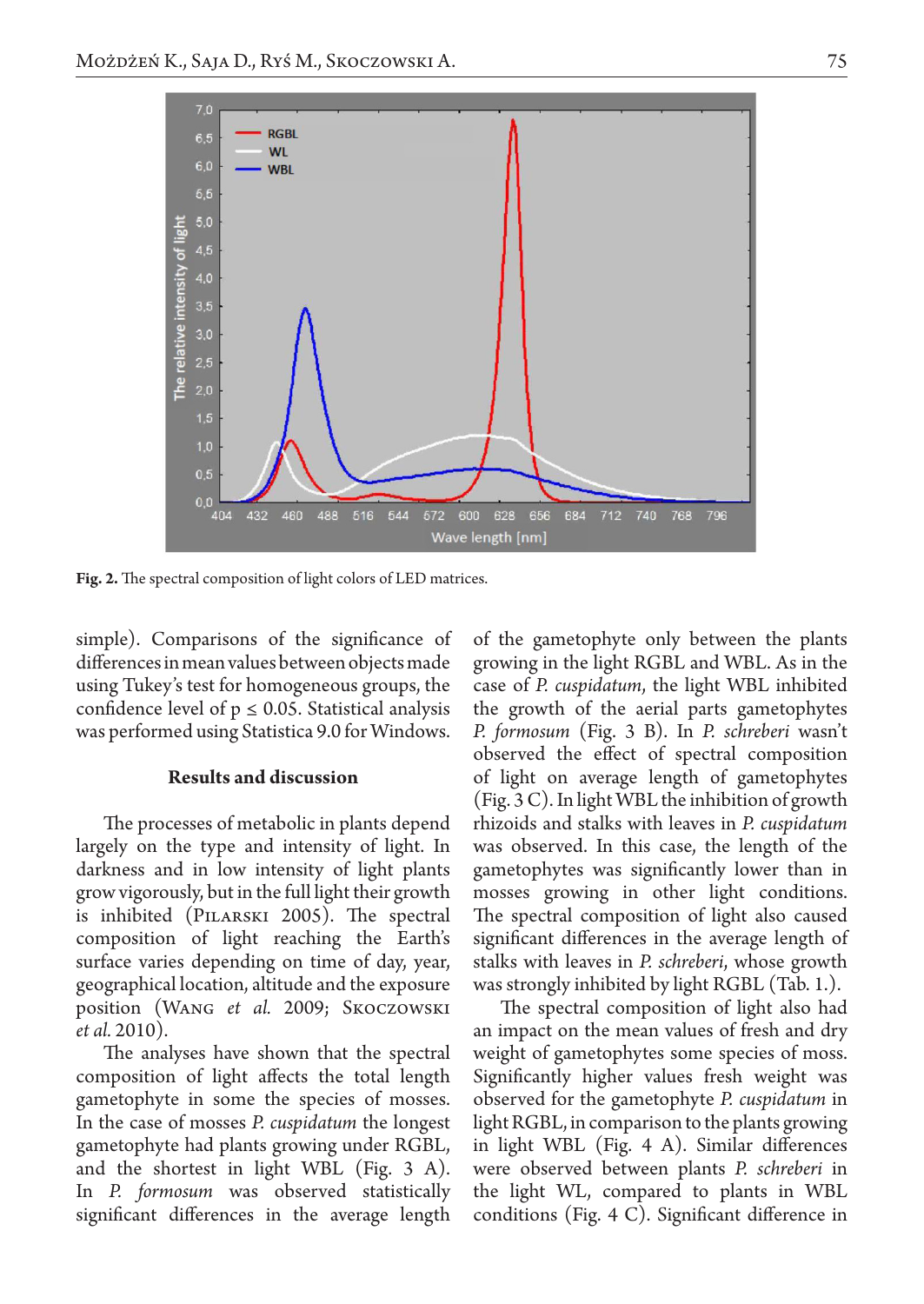Fig. 2. The spectral composition of light colors of LED matrices.

simple). Comparisons of the significance of differences in mean values between objects made using Tukey's test for homogeneous groups, the confidence level of p ≤ 0.05. Statistical analysis was performed using Statistica 9.0 for Windows.

## Results and discussion

The processes of metabolic in plants depend largely on the type and intensity of light. In darkness and in low intensity of light plants grow vigorously, but in the full light their growth is inhibited (Pilarski 2005). The spectral composition of light reaching the Earth's surface varies depending on time of day, year, geographical location, altitude and the exposure position (Wang *et al.* 2009; Skoczowski *et al.* 2010).

The analyses have shown that the spectral composition of light affects the total length gametophyte in some the species of mosses. In the case of mosses *P. cuspidatum* the longest gametophyte had plants growing under RGBL, and the shortest in light WBL (Fig. 3 A). In *P. formosum* was observed statistically significant differences in the average length of the gametophyte only between the plants growing in the light RGBL and WBL. As in the case of *P. cuspidatum*, the light WBL inhibited the growth of the aerial parts gametophytes *P. formosum* (Fig. 3 B). In *P. schreberi* wasn't observed the effect of spectral composition of light on average length of gametophytes (Fig. 3 C). In light WBL the inhibition of growth rhizoids and stalks with leaves in *P. cuspidatum* was observed. In this case, the length of the gametophytes was significantly lower than in mosses growing in other light conditions. The spectral composition of light also caused significant differences in the average length of stalks with leaves in *P. schreberi*, whose growth was strongly inhibited by light RGBL (Tab. 1.).

The spectral composition of light also had an impact on the mean values of fresh and dry weight of gametophytes some species of moss. Significantly higher values fresh weight was observed for the gametophyte *P. cuspidatum* in light RGBL, in comparison to the plants growing in light WBL (Fig. 4 A). Similar differences were observed between plants *P. schreberi* in the light WL, compared to plants in WBL conditions (Fig. 4 C). Significant difference in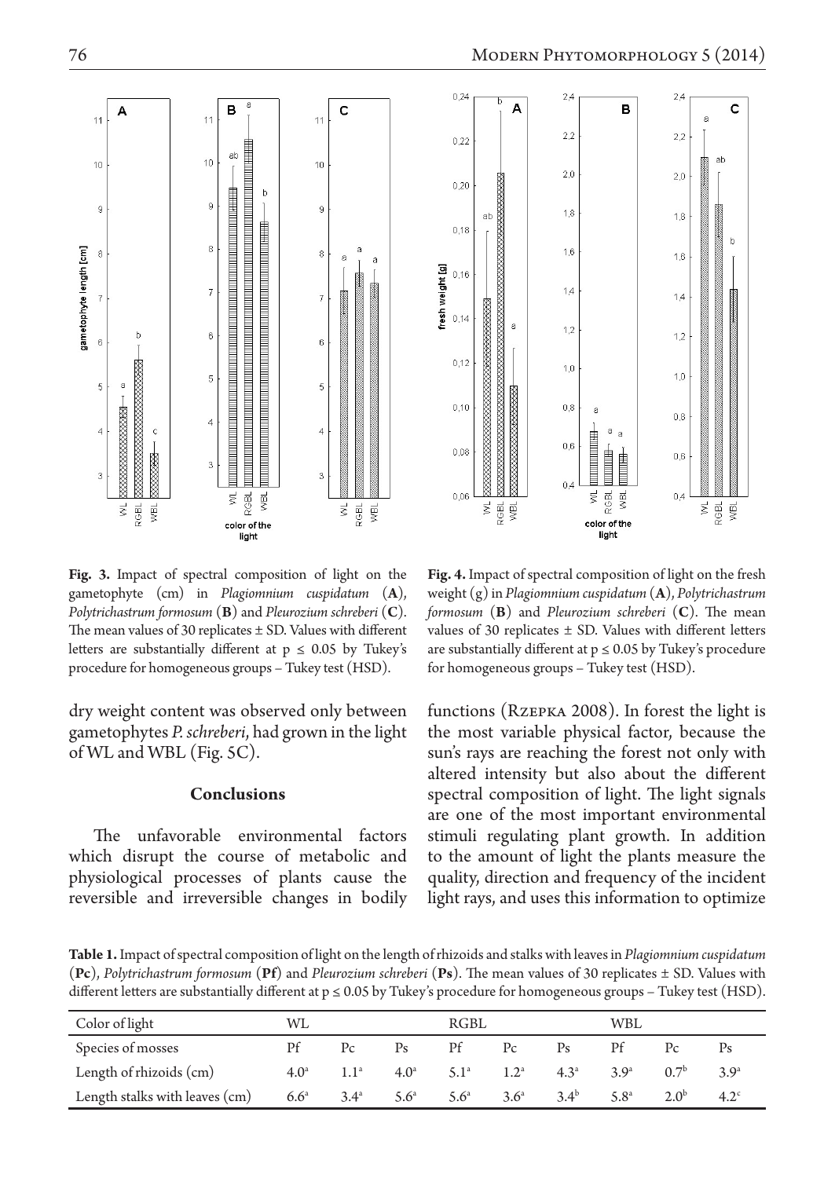**Fig. 3.** Impact of spectral composition of light on the gametophyte (cm) in *Plagiomnium cuspidatum* (**A**), *Polytrichastrum formosum* (**B**) and *Pleurozium schreberi* (**C**). The mean values of 30 replicates ± SD. Values with different letters are substantially different at $p \leq 0.05$ by Tukey's procedure for homogeneous groups – Tukey test (HSD).

**Fig. 4.** Impact of spectral composition of light on the fresh weight (g) in *Plagiomnium cuspidatum* (**A**), *Polytrichastrum formosum* (**B**) and *Pleurozium schreberi* (**C**). The mean values of 30 replicates ± SD. Values with different letters are substantially different at $p \leq 0.05$ by Tukey's procedure for homogeneous groups – Tukey test (HSD).

dry weight content was observed only between gametophytes *P. schreberi*, had grown in the light of WL and WBL (Fig. 5C).

## Conclusions

The unfavorable environmental factors which disrupt the course of metabolic and physiological processes of plants cause the reversible and irreversible changes in bodily functions (Rzepka 2008). In forest the light is the most variable physical factor, because the sun's rays are reaching the forest not only with altered intensity but also about the different spectral composition of light. The light signals are one of the most important environmental stimuli regulating plant growth. In addition to the amount of light the plants measure the quality, direction and frequency of the incident light rays, and uses this information to optimize

**Table 1.** Impact of spectral composition of light on the length of rhizoids and stalks with leaves in *Plagiomnium cuspidatum* (**Pc**), *Polytrichastrum formosum* (**Pf**) and *Pleurozium schreberi* (**Ps**). The mean values of 30 replicates ± SD. Values with different letters are substantially different at $p \leq 0.05$ by Tukey's procedure for homogeneous groups – Tukey test (HSD).

| Color of light | WL | | | RGBL | | | WBL | | |
|---|---|---|---|---|---|---|---|---|---|
| Species of mosses | Pf | Pc | Ps | Pf | Pc | Ps | Pf | Pc | Ps |
| Length of rhizoids (cm) | 4.0[a] | 1.1[a] | 4.0[a] | 5.1[a] | 1.2[a] | 4.3[a] | 3.9[a] | 0.7[b] | 3.9[a] |
| Length stalks with leaves (cm) | 6.6[a] | 3.4[a] | 5.6[a] | 5.6[a] | 3.6[a] | 3.4[b] | 5.8[a] | 2.0[b] | 4.2[c] |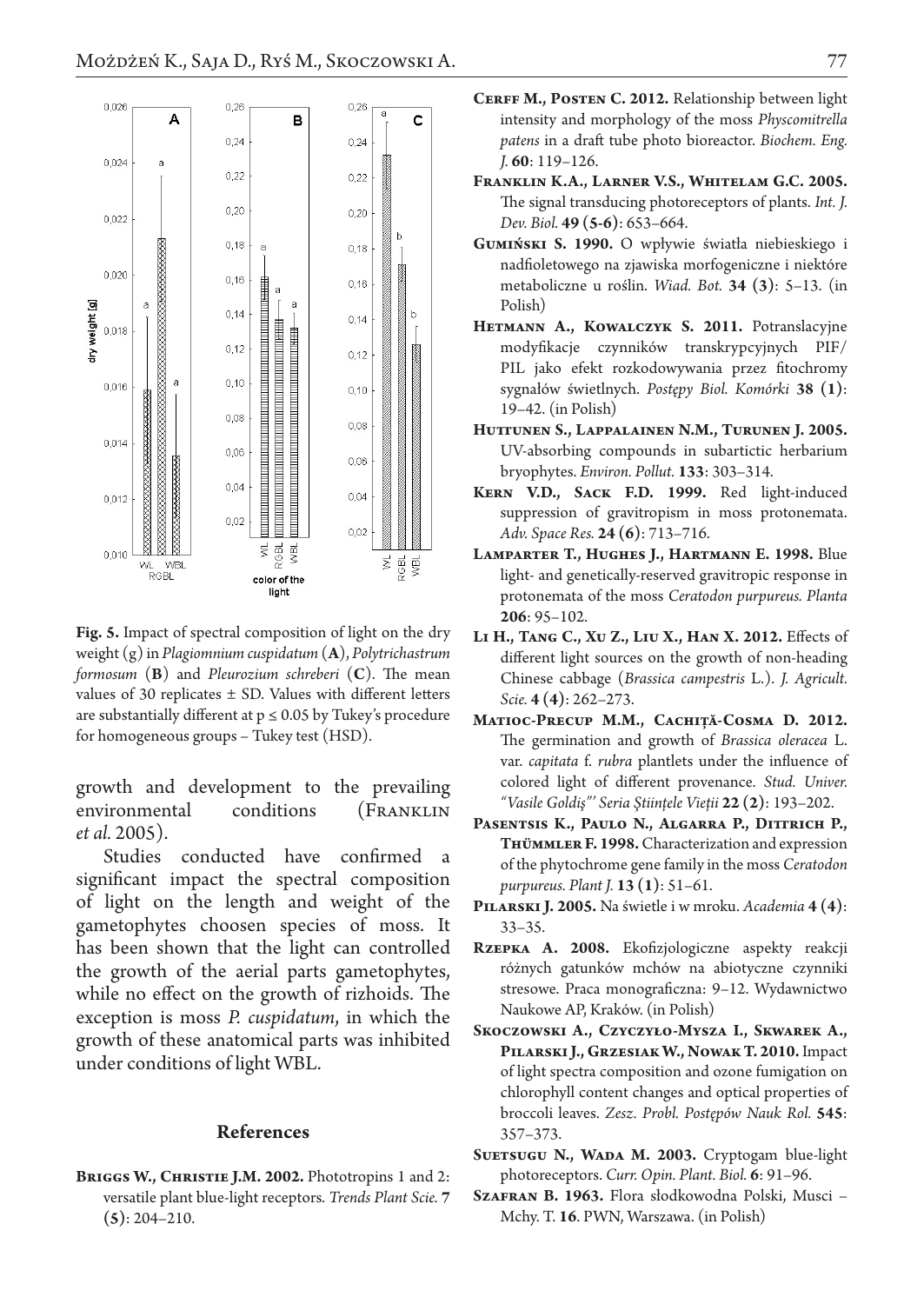Fig. 5. Impact of spectral composition of light on the dry weight (g) in *Plagiomnium cuspidatum* (**A**), *Polytrichastrum formosum* (**B**) and *Pleurozium schreberi* (**C**). The mean values of 30 replicates ± SD. Values with different letters are substantially different at $p \leq 0.05$ by Tukey's procedure for homogeneous groups – Tukey test (HSD).

growth and development to the prevailing environmental conditions (Franklin *et al.* 2005).

Studies conducted have confirmed a significant impact the spectral composition of light on the length and weight of the gametophytes choosen species of moss. It has been shown that the light can controlled the growth of the aerial parts gametophytes, while no effect on the growth of rizhoids. The exception is moss *P. cuspidatum*, in which the growth of these anatomical parts was inhibited under conditions of light WBL.

## References

**Briggs W., Christie J.M. 2002.** Phototropins 1 and 2: versatile plant blue-light receptors. *Trends Plant Scie.* **7 (5)**: 204–210.

**Cerff M., Posten C. 2012.** Relationship between light intensity and morphology of the moss *Physcomitrella patens* in a draft tube photo bioreactor. *Biochem. Eng. J.* **60**: 119–126.

**Franklin K.A., Larner V.S., Whitelam G.C. 2005.** The signal transducing photoreceptors of plants. *Int. J. Dev. Biol.* **49 (5-6)**: 653–664.

**Gumiński S. 1990.** O wpływie światła niebieskiego i nadfioletowego na zjawiska morfogeniczne i niektóre metaboliczne u roślin. *Wiad. Bot.* **34 (3)**: 5–13. (in Polish)

**Hetmann A., Kowalczyk S. 2011.** Potranslacyjne modyfikacje czynników transkrypcyjnych PIF/PIL jako efekt rozkodowywania przez fitochromy sygnałów świetlnych. *Postępy Biol. Komórki* **38 (1)**: 19–42. (in Polish)

**Huttunen S., Lappalainen N.M., Turunen J. 2005.** UV-absorbing compounds in subartictic herbarium bryophytes. *Environ. Pollut.* **133**: 303–314.

**Kern V.D., Sack F.D. 1999.** Red light-induced suppression of gravitropism in moss protonemata. *Adv. Space Res.* **24 (6)**: 713–716.

**Lamparter T., Hughes J., Hartmann E. 1998.** Blue light- and genetically-reserved gravitropic response in protonemata of the moss *Ceratodon purpureus. Planta* **206**: 95–102.

**Li H., Tang C., Xu Z., Liu X., Han X. 2012.** Effects of different light sources on the growth of non-heading Chinese cabbage (*Brassica campestris* L.). *J. Agricult. Scie.* **4 (4)**: 262–273.

**Matioc-Precup M.M., Cachiță-Cosma D. 2012.** The germination and growth of *Brassica oleracea* L. var. *capitata* f. *rubra* plantlets under the influence of colored light of different provenance. *Stud. Univer. "Vasile Goldiș" Seria Științele Vieții* **22 (2)**: 193–202.

**Pasentsis K., Paulo N., Algarra P., Dittrich P., Thümmler F. 1998.** Characterization and expression of the phytochrome gene family in the moss *Ceratodon purpureus. Plant J.* **13 (1)**: 51–61.

**Pilarski J. 2005.** Na świetle i w mroku. *Academia* **4 (4)**: 33–35.

**Rzepka A. 2008.** Ekofizjologiczne aspekty reakcji różnych gatunków mchów na abiotyczne czynniki stresowe. Praca monograficzna: 9–12. Wydawnictwo Naukowe AP, Kraków. (in Polish)

**Skoczowski A., Czyczyło-Mysza I., Skwarek A., Pilarski J., Grzesiak W., Nowak T. 2010.** Impact of light spectra composition and ozone fumigation on chlorophyll content changes and optical properties of broccoli leaves. *Zesz. Probl. Postępów Nauk Rol.* **545**: 357–373.

**Suetsugu N., Wada M. 2003.** Cryptogam blue-light photoreceptors. *Curr. Opin. Plant. Biol.* **6**: 91–96.

**Szafran B. 1963.** Flora słodkowodna Polski, Musci – Mchy. T. **16**. PWN, Warszawa. (in Polish)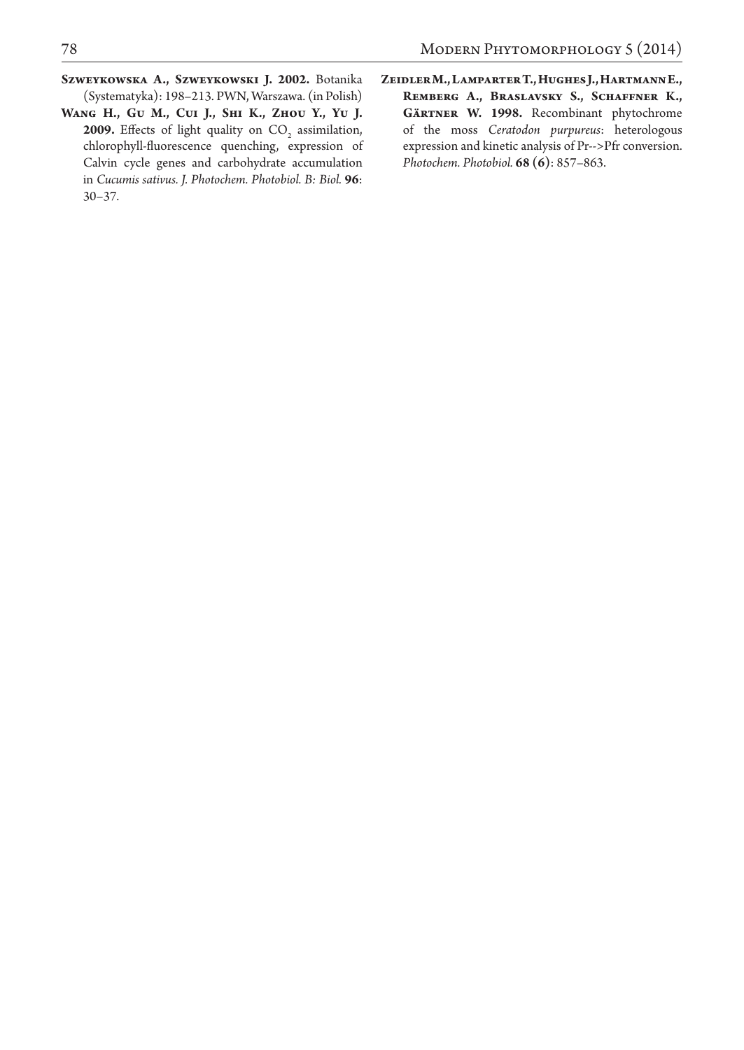**Szweykowska A., Szweykowski J. 2002.** Botanika (Systematyka): 198–213. PWN, Warszawa. (in Polish)

**Wang H., Gu M., Cui J., Shi K., Zhou Y., Yu J. 2009.** Effects of light quality on $CO_2$ assimilation, chlorophyll-fluorescence quenching, expression of Calvin cycle genes and carbohydrate accumulation in *Cucumis sativus*. *J. Photochem. Photobiol. B: Biol.* **96**: 30–37.

**Zeidler M., Lamparter T., Hughes J., Hartmann E., Remberg A., Braslavsky S., Schaffner K., Gärtner W. 1998.** Recombinant phytochrome of the moss *Ceratodon purpureus*: heterologous expression and kinetic analysis of Pr-->Pfr conversion. *Photochem. Photobiol.* **68 (6)**: 857–863.